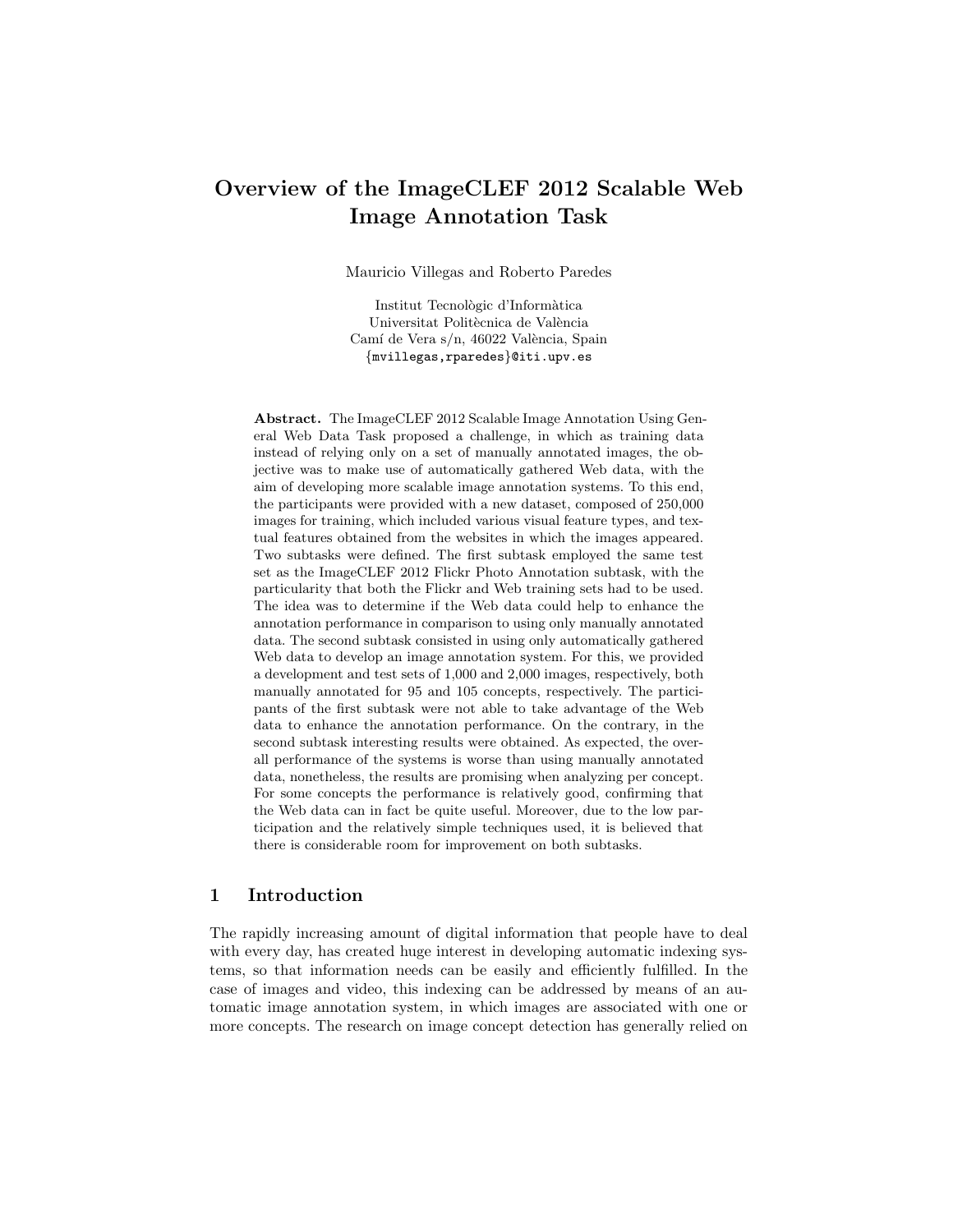# Overview of the ImageCLEF 2012 Scalable Web Image Annotation Task

Mauricio Villegas and Roberto Paredes

Institut Tecnològic d'Informàtica
Universitat Politècnica de València
Camí de Vera s/n, 46022 València, Spain
{mvillegas,rparedes}@iti.upv.es

**Abstract.** The ImageCLEF 2012 Scalable Image Annotation Using General Web Data Task proposed a challenge, in which as training data instead of relying only on a set of manually annotated images, the objective was to make use of automatically gathered Web data, with the aim of developing more scalable image annotation systems. To this end, the participants were provided with a new dataset, composed of 250,000 images for training, which included various visual feature types, and textual features obtained from the websites in which the images appeared. Two subtasks were defined. The first subtask employed the same test set as the ImageCLEF 2012 Flickr Photo Annotation subtask, with the particularity that both the Flickr and Web training sets had to be used. The idea was to determine if the Web data could help to enhance the annotation performance in comparison to using only manually annotated data. The second subtask consisted in using only automatically gathered Web data to develop an image annotation system. For this, we provided a development and test sets of 1,000 and 2,000 images, respectively, both manually annotated for 95 and 105 concepts, respectively. The participants of the first subtask were not able to take advantage of the Web data to enhance the annotation performance. On the contrary, in the second subtask interesting results were obtained. As expected, the overall performance of the systems is worse than using manually annotated data, nonetheless, the results are promising when analyzing per concept. For some concepts the performance is relatively good, confirming that the Web data can in fact be quite useful. Moreover, due to the low participation and the relatively simple techniques used, it is believed that there is considerable room for improvement on both subtasks.

## 1 Introduction

The rapidly increasing amount of digital information that people have to deal with every day, has created huge interest in developing automatic indexing systems, so that information needs can be easily and efficiently fulfilled. In the case of images and video, this indexing can be addressed by means of an automatic image annotation system, in which images are associated with one or more concepts. The research on image concept detection has generally relied on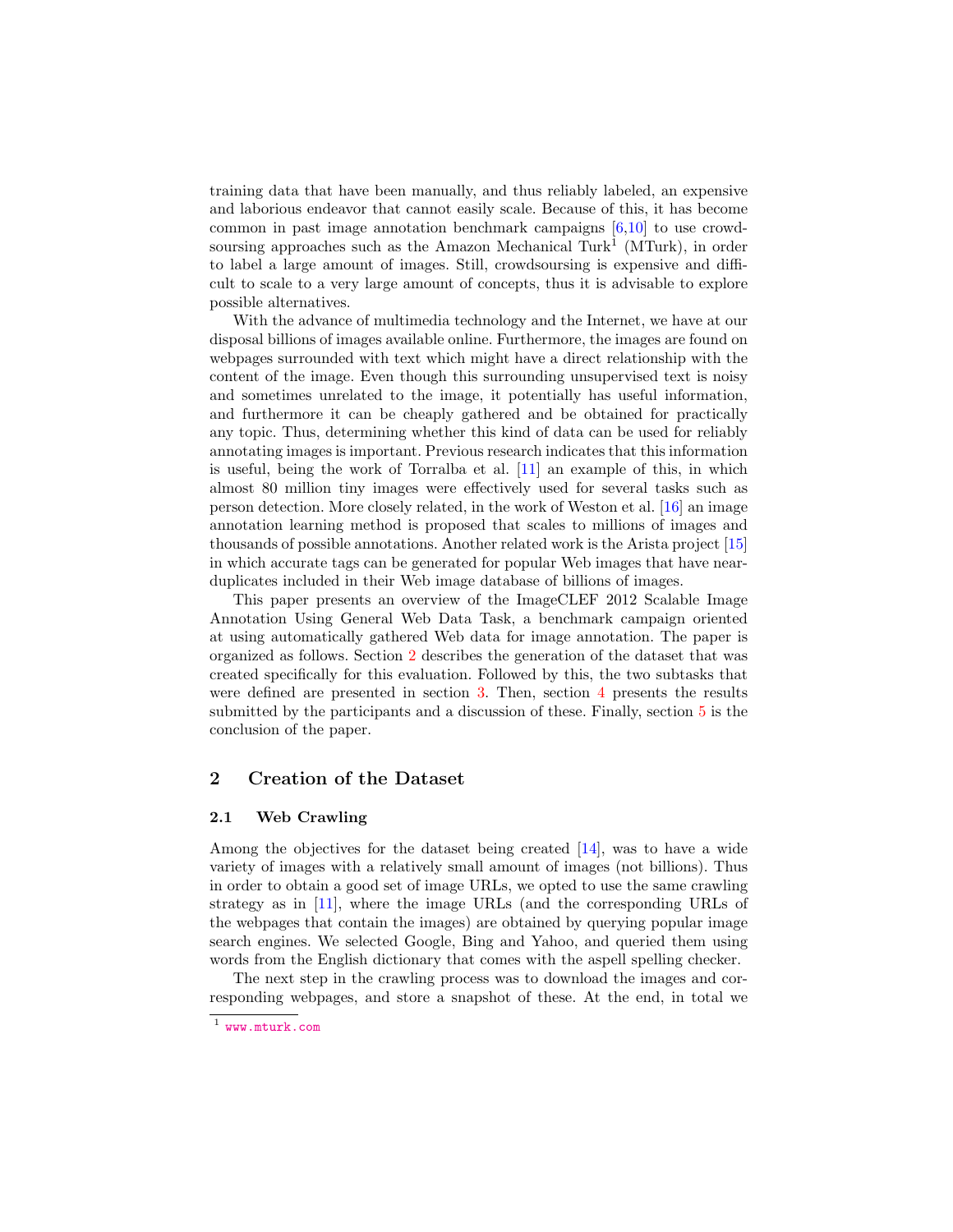training data that have been manually, and thus reliably labeled, an expensive and laborious endeavor that cannot easily scale. Because of this, it has become common in past image annotation benchmark campaigns [6,10] to use crowdsoursing approaches such as the Amazon Mechanical Turk[1] (MTurk), in order to label a large amount of images. Still, crowdsoursing is expensive and difficult to scale to a very large amount of concepts, thus it is advisable to explore possible alternatives.

With the advance of multimedia technology and the Internet, we have at our disposal billions of images available online. Furthermore, the images are found on webpages surrounded with text which might have a direct relationship with the content of the image. Even though this surrounding unsupervised text is noisy and sometimes unrelated to the image, it potentially has useful information, and furthermore it can be cheaply gathered and be obtained for practically any topic. Thus, determining whether this kind of data can be used for reliably annotating images is important. Previous research indicates that this information is useful, being the work of Torralba et al. [11] an example of this, in which almost 80 million tiny images were effectively used for several tasks such as person detection. More closely related, in the work of Weston et al. [16] an image annotation learning method is proposed that scales to millions of images and thousands of possible annotations. Another related work is the Arista project [15] in which accurate tags can be generated for popular Web images that have near-duplicates included in their Web image database of billions of images.

This paper presents an overview of the ImageCLEF 2012 Scalable Image Annotation Using General Web Data Task, a benchmark campaign oriented at using automatically gathered Web data for image annotation. The paper is organized as follows. Section 2 describes the generation of the dataset that was created specifically for this evaluation. Followed by this, the two subtasks that were defined are presented in section 3. Then, section 4 presents the results submitted by the participants and a discussion of these. Finally, section 5 is the conclusion of the paper.

## 2 Creation of the Dataset

### 2.1 Web Crawling

Among the objectives for the dataset being created [14], was to have a wide variety of images with a relatively small amount of images (not billions). Thus in order to obtain a good set of image URLs, we opted to use the same crawling strategy as in [11], where the image URLs (and the corresponding URLs of the webpages that contain the images) are obtained by querying popular image search engines. We selected Google, Bing and Yahoo, and queried them using words from the English dictionary that comes with the aspell spelling checker.

The next step in the crawling process was to download the images and corresponding webpages, and store a snapshot of these. At the end, in total we

[1] www.mturk.com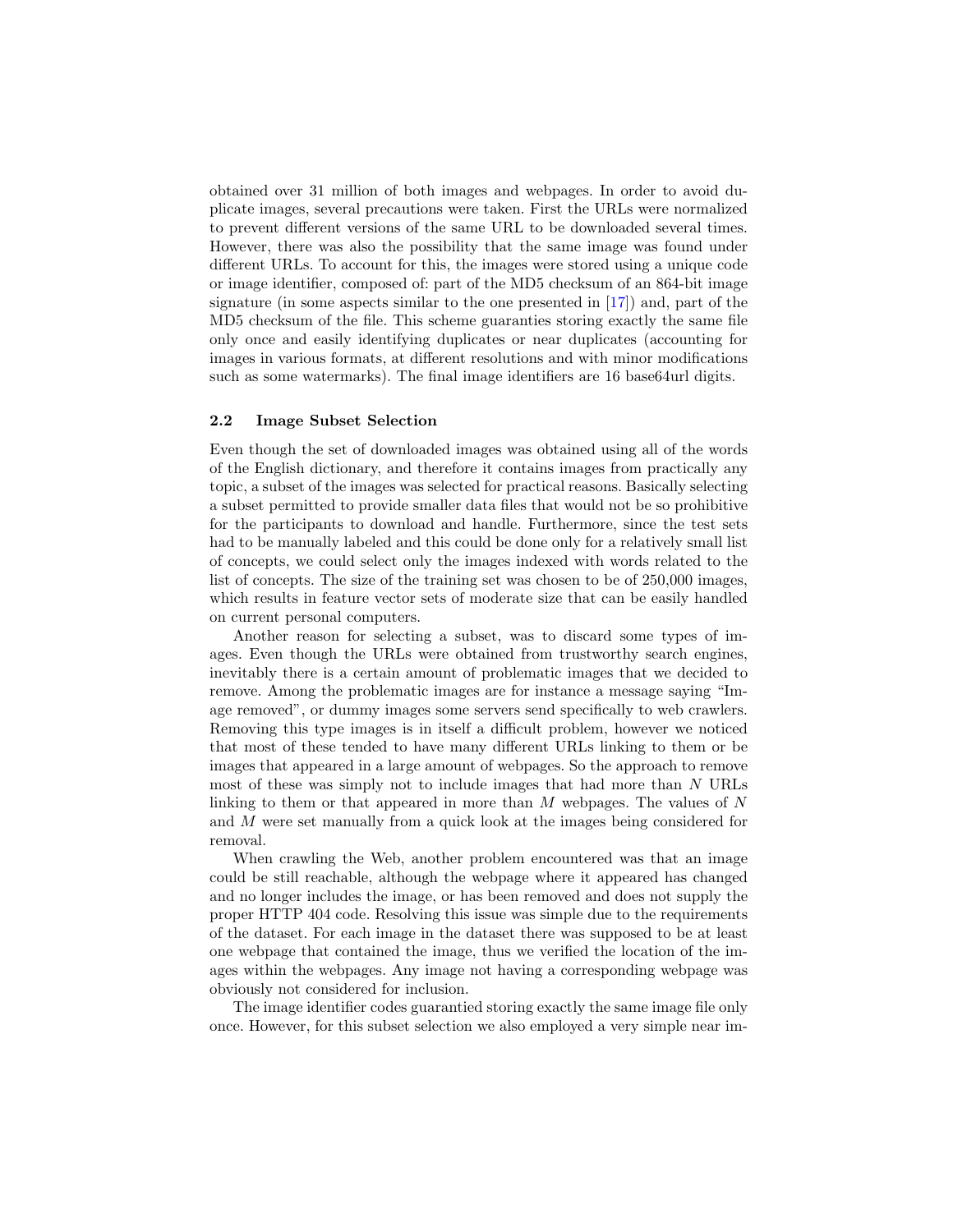obtained over 31 million of both images and webpages. In order to avoid duplicate images, several precautions were taken. First the URLs were normalized to prevent different versions of the same URL to be downloaded several times. However, there was also the possibility that the same image was found under different URLs. To account for this, the images were stored using a unique code or image identifier, composed of: part of the MD5 checksum of an 864-bit image signature (in some aspects similar to the one presented in [17]) and, part of the MD5 checksum of the file. This scheme guaranties storing exactly the same file only once and easily identifying duplicates or near duplicates (accounting for images in various formats, at different resolutions and with minor modifications such as some watermarks). The final image identifiers are 16 base64url digits.

### 2.2 Image Subset Selection

Even though the set of downloaded images was obtained using all of the words of the English dictionary, and therefore it contains images from practically any topic, a subset of the images was selected for practical reasons. Basically selecting a subset permitted to provide smaller data files that would not be so prohibitive for the participants to download and handle. Furthermore, since the test sets had to be manually labeled and this could be done only for a relatively small list of concepts, we could select only the images indexed with words related to the list of concepts. The size of the training set was chosen to be of 250,000 images, which results in feature vector sets of moderate size that can be easily handled on current personal computers.

Another reason for selecting a subset, was to discard some types of images. Even though the URLs were obtained from trustworthy search engines, inevitably there is a certain amount of problematic images that we decided to remove. Among the problematic images are for instance a message saying "Image removed", or dummy images some servers send specifically to web crawlers. Removing this type images is in itself a difficult problem, however we noticed that most of these tended to have many different URLs linking to them or be images that appeared in a large amount of webpages. So the approach to remove most of these was simply not to include images that had more than $N$ URLs linking to them or that appeared in more than $M$ webpages. The values of $N$ and $M$ were set manually from a quick look at the images being considered for removal.

When crawling the Web, another problem encountered was that an image could be still reachable, although the webpage where it appeared has changed and no longer includes the image, or has been removed and does not supply the proper HTTP 404 code. Resolving this issue was simple due to the requirements of the dataset. For each image in the dataset there was supposed to be at least one webpage that contained the image, thus we verified the location of the images within the webpages. Any image not having a corresponding webpage was obviously not considered for inclusion.

The image identifier codes guarantied storing exactly the same image file only once. However, for this subset selection we also employed a very simple near im-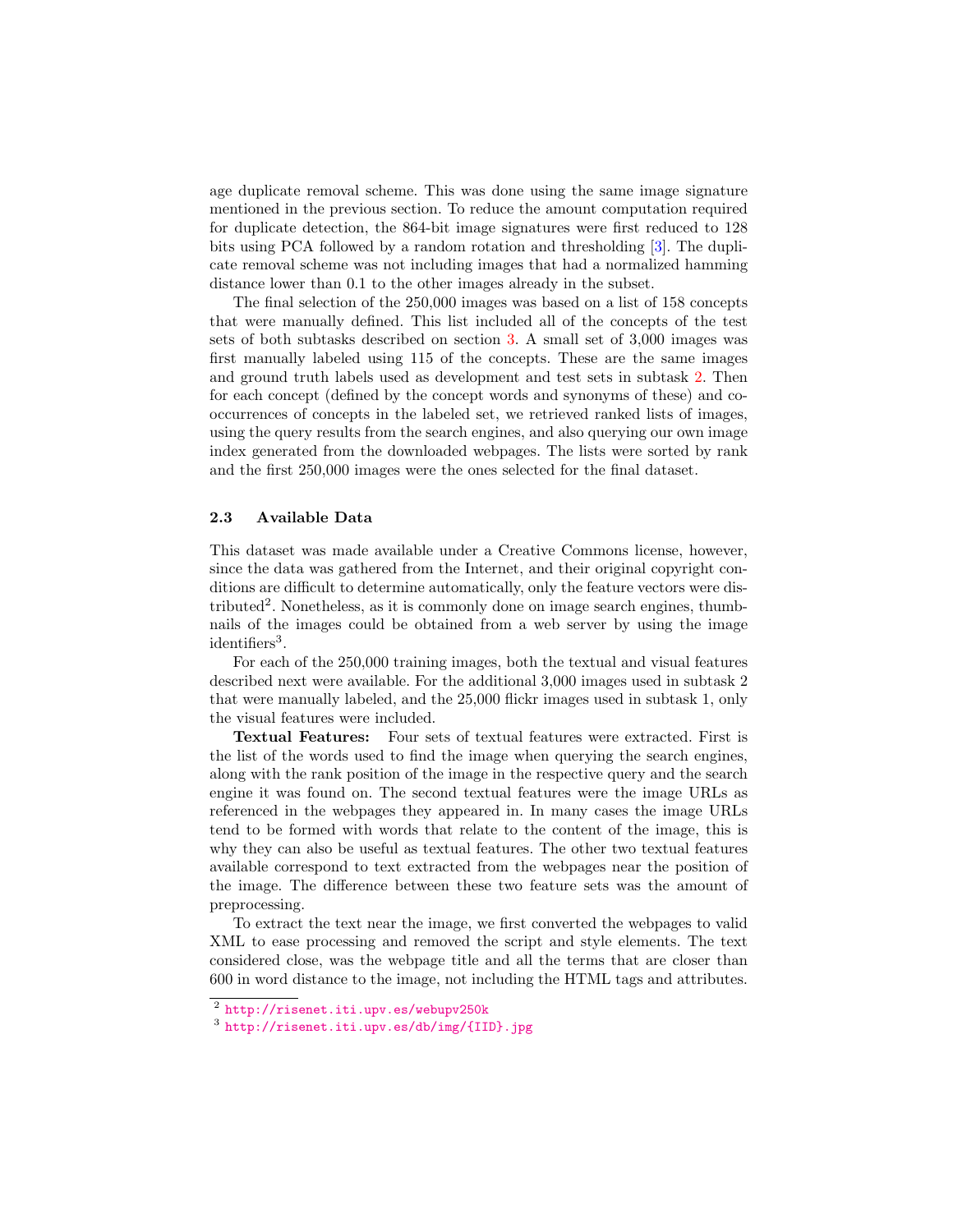age duplicate removal scheme. This was done using the same image signature mentioned in the previous section. To reduce the amount computation required for duplicate detection, the 864-bit image signatures were first reduced to 128 bits using PCA followed by a random rotation and thresholding [3]. The duplicate removal scheme was not including images that had a normalized hamming distance lower than 0.1 to the other images already in the subset.

The final selection of the 250,000 images was based on a list of 158 concepts that were manually defined. This list included all of the concepts of the test sets of both subtasks described on section 3. A small set of 3,000 images was first manually labeled using 115 of the concepts. These are the same images and ground truth labels used as development and test sets in subtask 2. Then for each concept (defined by the concept words and synonyms of these) and co-occurrences of concepts in the labeled set, we retrieved ranked lists of images, using the query results from the search engines, and also querying our own image index generated from the downloaded webpages. The lists were sorted by rank and the first 250,000 images were the ones selected for the final dataset.

### 2.3 Available Data

This dataset was made available under a Creative Commons license, however, since the data was gathered from the Internet, and their original copyright conditions are difficult to determine automatically, only the feature vectors were distributed[2]. Nonetheless, as it is commonly done on image search engines, thumbnails of the images could be obtained from a web server by using the image identifiers[3].

For each of the 250,000 training images, both the textual and visual features described next were available. For the additional 3,000 images used in subtask 2 that were manually labeled, and the 25,000 flickr images used in subtask 1, only the visual features were included.

**Textual Features:** Four sets of textual features were extracted. First is the list of the words used to find the image when querying the search engines, along with the rank position of the image in the respective query and the search engine it was found on. The second textual features were the image URLs as referenced in the webpages they appeared in. In many cases the image URLs tend to be formed with words that relate to the content of the image, this is why they can also be useful as textual features. The other two textual features available correspond to text extracted from the webpages near the position of the image. The difference between these two feature sets was the amount of preprocessing.

To extract the text near the image, we first converted the webpages to valid XML to ease processing and removed the script and style elements. The text considered close, was the webpage title and all the terms that are closer than 600 in word distance to the image, not including the HTML tags and attributes.

[2] http://risenet.iti.upv.es/webupv250k

[3] http://risenet.iti.upv.es/db/img/{IID}.jpg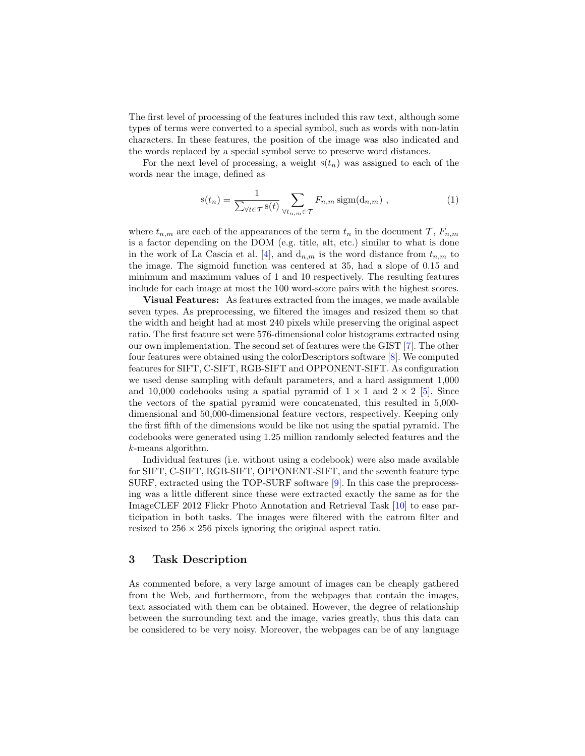The first level of processing of the features included this raw text, although some types of terms were converted to a special symbol, such as words with non-latin characters. In these features, the position of the image was also indicated and the words replaced by a special symbol serve to preserve word distances.

For the next level of processing, a weight $\mathrm{s}(t_n)$ was assigned to each of the words near the image, defined as

$$\mathrm{s}(t_n) = \frac{1}{\sum_{\forall t \in \mathcal{T}} \mathrm{s}(t)} \sum_{\forall t_{n,m} \in \mathcal{T}} F_{n,m} \, \mathrm{sigm}(\mathrm{d}_{n,m}) \ , \tag{1}$$

where $t_{n,m}$ are each of the appearances of the term $t_n$ in the document $\mathcal{T}$, $F_{n,m}$ is a factor depending on the DOM (e.g. title, alt, etc.) similar to what is done in the work of La Cascia et al. [4], and $\mathrm{d}_{n,m}$ is the word distance from $t_{n,m}$ to the image. The sigmoid function was centered at 35, had a slope of 0.15 and minimum and maximum values of 1 and 10 respectively. The resulting features include for each image at most the 100 word-score pairs with the highest scores.

**Visual Features:** As features extracted from the images, we made available seven types. As preprocessing, we filtered the images and resized them so that the width and height had at most 240 pixels while preserving the original aspect ratio. The first feature set were 576-dimensional color histograms extracted using our own implementation. The second set of features were the GIST [7]. The other four features were obtained using the colorDescriptors software [8]. We computed features for SIFT, C-SIFT, RGB-SIFT and OPPONENT-SIFT. As configuration we used dense sampling with default parameters, and a hard assignment 1,000 and 10,000 codebooks using a spatial pyramid of $1 \times 1$ and $2 \times 2$ [5]. Since the vectors of the spatial pyramid were concatenated, this resulted in 5,000-dimensional and 50,000-dimensional feature vectors, respectively. Keeping only the first fifth of the dimensions would be like not using the spatial pyramid. The codebooks were generated using 1.25 million randomly selected features and the $k$-means algorithm.

Individual features (i.e. without using a codebook) were also made available for SIFT, C-SIFT, RGB-SIFT, OPPONENT-SIFT, and the seventh feature type SURF, extracted using the TOP-SURF software [9]. In this case the preprocessing was a little different since these were extracted exactly the same as for the ImageCLEF 2012 Flickr Photo Annotation and Retrieval Task [10] to ease participation in both tasks. The images were filtered with the catrom filter and resized to $256 \times 256$ pixels ignoring the original aspect ratio.

## 3 Task Description

As commented before, a very large amount of images can be cheaply gathered from the Web, and furthermore, from the webpages that contain the images, text associated with them can be obtained. However, the degree of relationship between the surrounding text and the image, varies greatly, thus this data can be considered to be very noisy. Moreover, the webpages can be of any language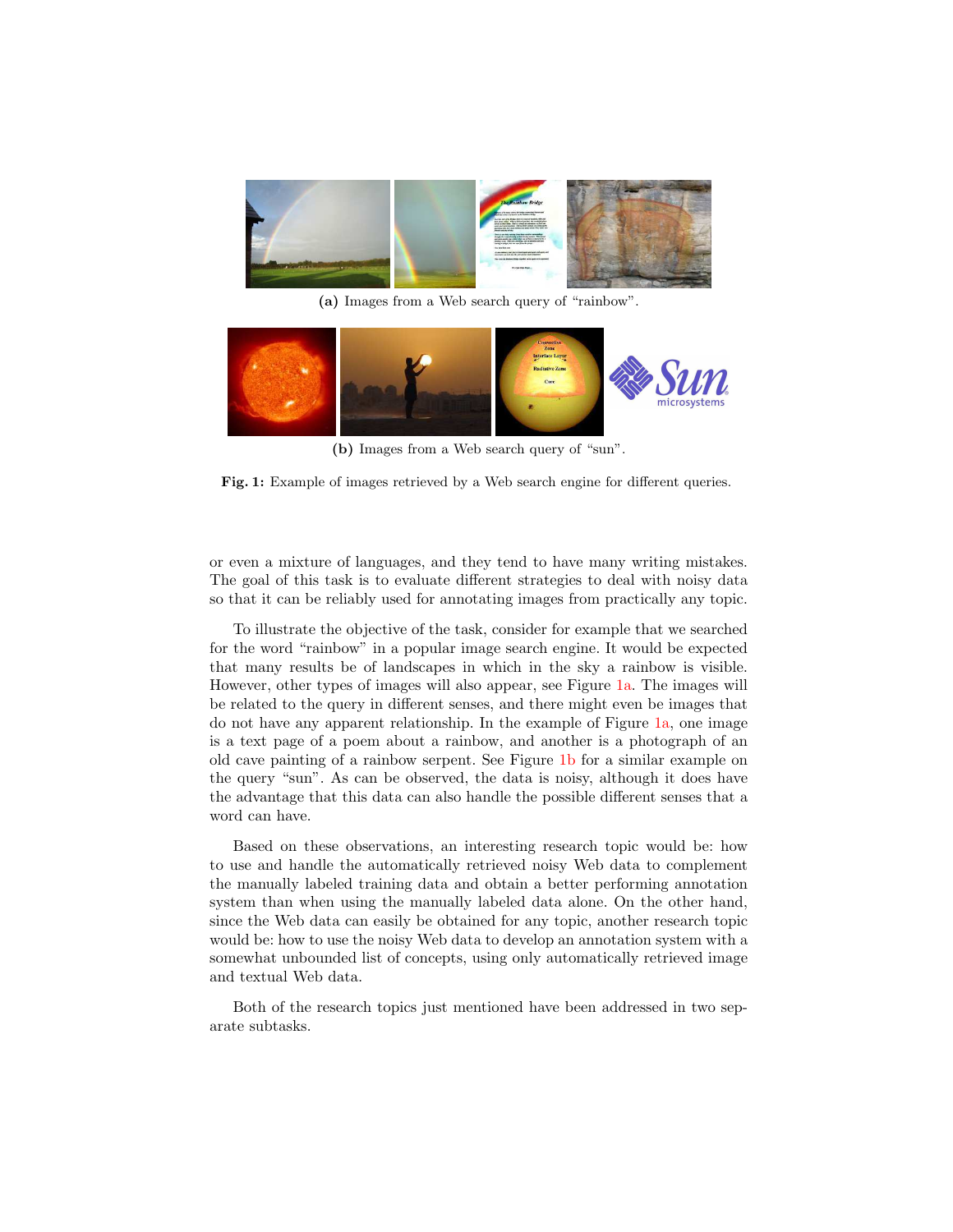(a) Images from a Web search query of "rainbow".

(b) Images from a Web search query of "sun".

**Fig. 1:** Example of images retrieved by a Web search engine for different queries.

or even a mixture of languages, and they tend to have many writing mistakes. The goal of this task is to evaluate different strategies to deal with noisy data so that it can be reliably used for annotating images from practically any topic.

To illustrate the objective of the task, consider for example that we searched for the word "rainbow" in a popular image search engine. It would be expected that many results be of landscapes in which in the sky a rainbow is visible. However, other types of images will also appear, see Figure 1a. The images will be related to the query in different senses, and there might even be images that do not have any apparent relationship. In the example of Figure 1a, one image is a text page of a poem about a rainbow, and another is a photograph of an old cave painting of a rainbow serpent. See Figure 1b for a similar example on the query "sun". As can be observed, the data is noisy, although it does have the advantage that this data can also handle the possible different senses that a word can have.

Based on these observations, an interesting research topic would be: how to use and handle the automatically retrieved noisy Web data to complement the manually labeled training data and obtain a better performing annotation system than when using the manually labeled data alone. On the other hand, since the Web data can easily be obtained for any topic, another research topic would be: how to use the noisy Web data to develop an annotation system with a somewhat unbounded list of concepts, using only automatically retrieved image and textual Web data.

Both of the research topics just mentioned have been addressed in two separate subtasks.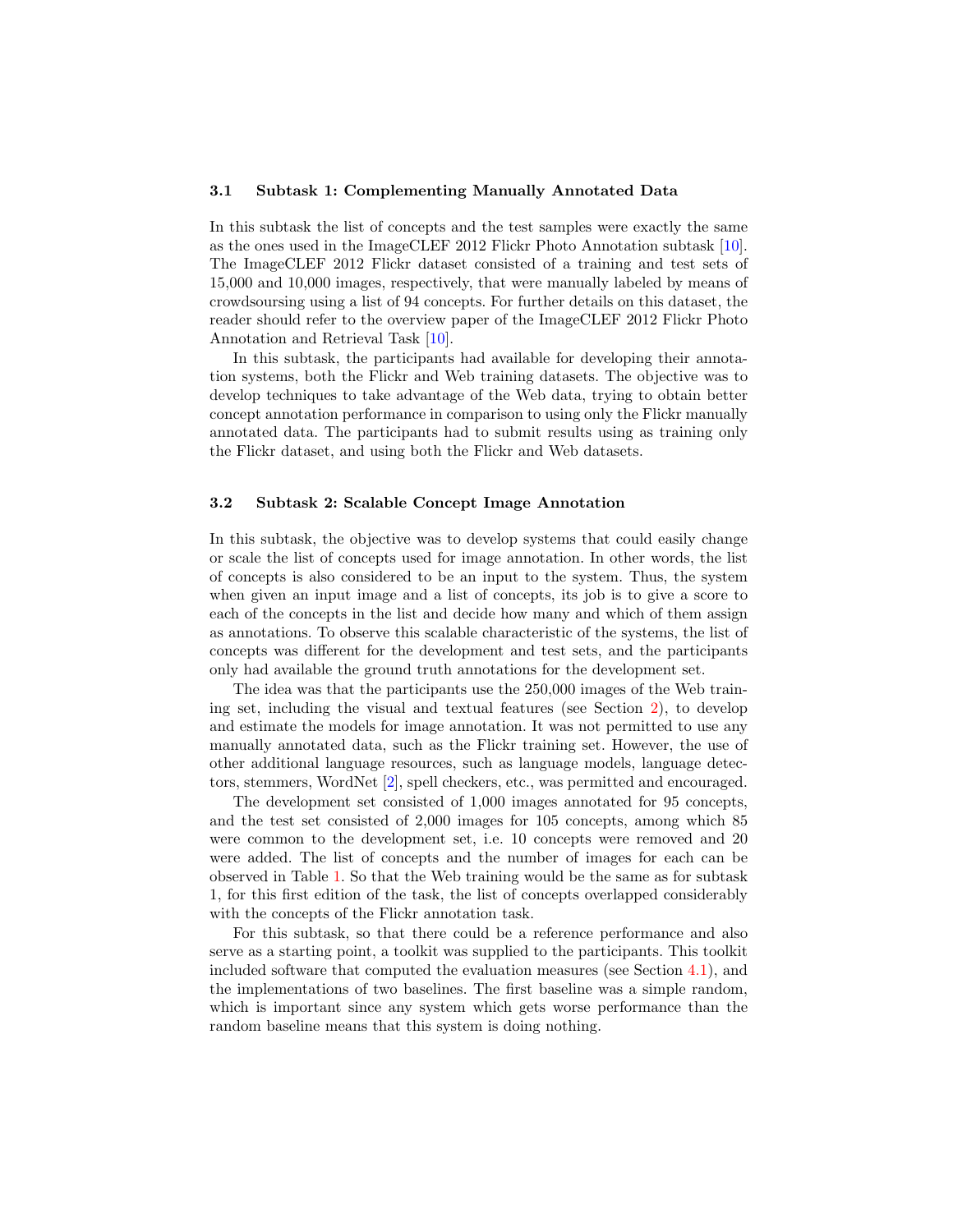### 3.1 Subtask 1: Complementing Manually Annotated Data

In this subtask the list of concepts and the test samples were exactly the same as the ones used in the ImageCLEF 2012 Flickr Photo Annotation subtask [10]. The ImageCLEF 2012 Flickr dataset consisted of a training and test sets of 15,000 and 10,000 images, respectively, that were manually labeled by means of crowdsoursing using a list of 94 concepts. For further details on this dataset, the reader should refer to the overview paper of the ImageCLEF 2012 Flickr Photo Annotation and Retrieval Task [10].

In this subtask, the participants had available for developing their annotation systems, both the Flickr and Web training datasets. The objective was to develop techniques to take advantage of the Web data, trying to obtain better concept annotation performance in comparison to using only the Flickr manually annotated data. The participants had to submit results using as training only the Flickr dataset, and using both the Flickr and Web datasets.

### 3.2 Subtask 2: Scalable Concept Image Annotation

In this subtask, the objective was to develop systems that could easily change or scale the list of concepts used for image annotation. In other words, the list of concepts is also considered to be an input to the system. Thus, the system when given an input image and a list of concepts, its job is to give a score to each of the concepts in the list and decide how many and which of them assign as annotations. To observe this scalable characteristic of the systems, the list of concepts was different for the development and test sets, and the participants only had available the ground truth annotations for the development set.

The idea was that the participants use the 250,000 images of the Web training set, including the visual and textual features (see Section 2), to develop and estimate the models for image annotation. It was not permitted to use any manually annotated data, such as the Flickr training set. However, the use of other additional language resources, such as language models, language detectors, stemmers, WordNet [2], spell checkers, etc., was permitted and encouraged.

The development set consisted of 1,000 images annotated for 95 concepts, and the test set consisted of 2,000 images for 105 concepts, among which 85 were common to the development set, i.e. 10 concepts were removed and 20 were added. The list of concepts and the number of images for each can be observed in Table 1. So that the Web training would be the same as for subtask 1, for this first edition of the task, the list of concepts overlapped considerably with the concepts of the Flickr annotation task.

For this subtask, so that there could be a reference performance and also serve as a starting point, a toolkit was supplied to the participants. This toolkit included software that computed the evaluation measures (see Section 4.1), and the implementations of two baselines. The first baseline was a simple random, which is important since any system which gets worse performance than the random baseline means that this system is doing nothing.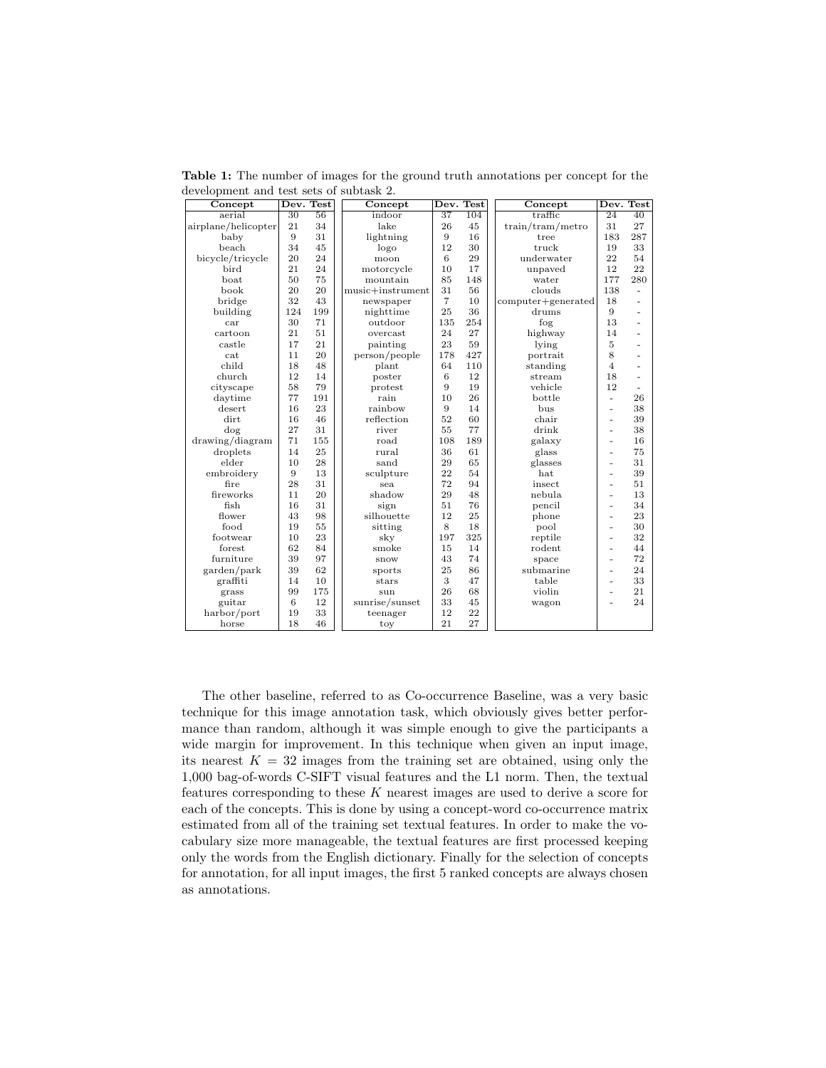**Table 1:** The number of images for the ground truth annotations per concept for the development and test sets of subtask 2.

| Concept | Dev. | Test | Concept | Dev. | Test | Concept | Dev. | Test |
|---|---|---|---|---|---|---|---|---|
| aerial | 30 | 56 | indoor | 37 | 104 | traffic | 24 | 40 |
| airplane/helicopter | 21 | 34 | lake | 26 | 45 | train/tram/metro | 31 | 27 |
| baby | 9 | 31 | lightning | 9 | 16 | tree | 183 | 287 |
| beach | 34 | 45 | logo | 12 | 30 | truck | 19 | 33 |
| bicycle/tricycle | 20 | 24 | moon | 6 | 29 | underwater | 22 | 54 |
| bird | 21 | 24 | motorcycle | 10 | 17 | unpaved | 12 | 22 |
| boat | 50 | 75 | mountain | 85 | 148 | water | 177 | 280 |
| book | 20 | 20 | music+instrument | 31 | 56 | clouds | 138 | - |
| bridge | 32 | 43 | newspaper | 7 | 10 | computer+generated | 18 | - |
| building | 124 | 199 | nighttime | 25 | 36 | drums | 9 | - |
| car | 30 | 71 | outdoor | 135 | 254 | fog | 13 | - |
| cartoon | 21 | 51 | overcast | 24 | 27 | highway | 14 | - |
| castle | 17 | 21 | painting | 23 | 59 | lying | 5 | - |
| cat | 11 | 20 | person/people | 178 | 427 | portrait | 8 | - |
| child | 18 | 48 | plant | 64 | 110 | standing | 4 | - |
| church | 12 | 14 | poster | 6 | 12 | stream | 18 | - |
| cityscape | 58 | 79 | protest | 9 | 19 | vehicle | 12 | - |
| daytime | 77 | 191 | rain | 10 | 26 | bottle | - | 26 |
| desert | 16 | 23 | rainbow | 9 | 14 | bus | - | 38 |
| dirt | 16 | 46 | reflection | 52 | 60 | chair | - | 39 |
| dog | 27 | 31 | river | 55 | 77 | drink | - | 38 |
| drawing/diagram | 71 | 155 | road | 108 | 189 | galaxy | - | 16 |
| droplets | 14 | 25 | rural | 36 | 61 | glass | - | 75 |
| elder | 10 | 28 | sand | 29 | 65 | glasses | - | 31 |
| embroidery | 9 | 13 | sculpture | 22 | 54 | hat | - | 39 |
| fire | 28 | 31 | sea | 72 | 94 | insect | - | 51 |
| fireworks | 11 | 20 | shadow | 29 | 48 | nebula | - | 13 |
| fish | 16 | 31 | sign | 51 | 76 | pencil | - | 34 |
| flower | 43 | 98 | silhouette | 12 | 25 | phone | - | 23 |
| food | 19 | 55 | sitting | 8 | 18 | pool | - | 30 |
| footwear | 10 | 23 | sky | 197 | 325 | reptile | - | 32 |
| forest | 62 | 84 | smoke | 15 | 14 | rodent | - | 44 |
| furniture | 39 | 97 | snow | 43 | 74 | space | - | 72 |
| garden/park | 39 | 62 | sports | 25 | 86 | submarine | - | 24 |
| graffiti | 14 | 10 | stars | 3 | 47 | table | - | 33 |
| grass | 99 | 175 | sun | 26 | 68 | violin | - | 21 |
| guitar | 6 | 12 | sunrise/sunset | 33 | 45 | wagon | - | 24 |
| harbor/port | 19 | 33 | teenager | 12 | 22 | | | |
| horse | 18 | 46 | toy | 21 | 27 | | | |

The other baseline, referred to as Co-occurrence Baseline, was a very basic technique for this image annotation task, which obviously gives better performance than random, although it was simple enough to give the participants a wide margin for improvement. In this technique when given an input image, its nearest $K = 32$ images from the training set are obtained, using only the 1,000 bag-of-words C-SIFT visual features and the L1 norm. Then, the textual features corresponding to these $K$ nearest images are used to derive a score for each of the concepts. This is done by using a concept-word co-occurrence matrix estimated from all of the training set textual features. In order to make the vocabulary size more manageable, the textual features are first processed keeping only the words from the English dictionary. Finally for the selection of concepts for annotation, for all input images, the first 5 ranked concepts are always chosen as annotations.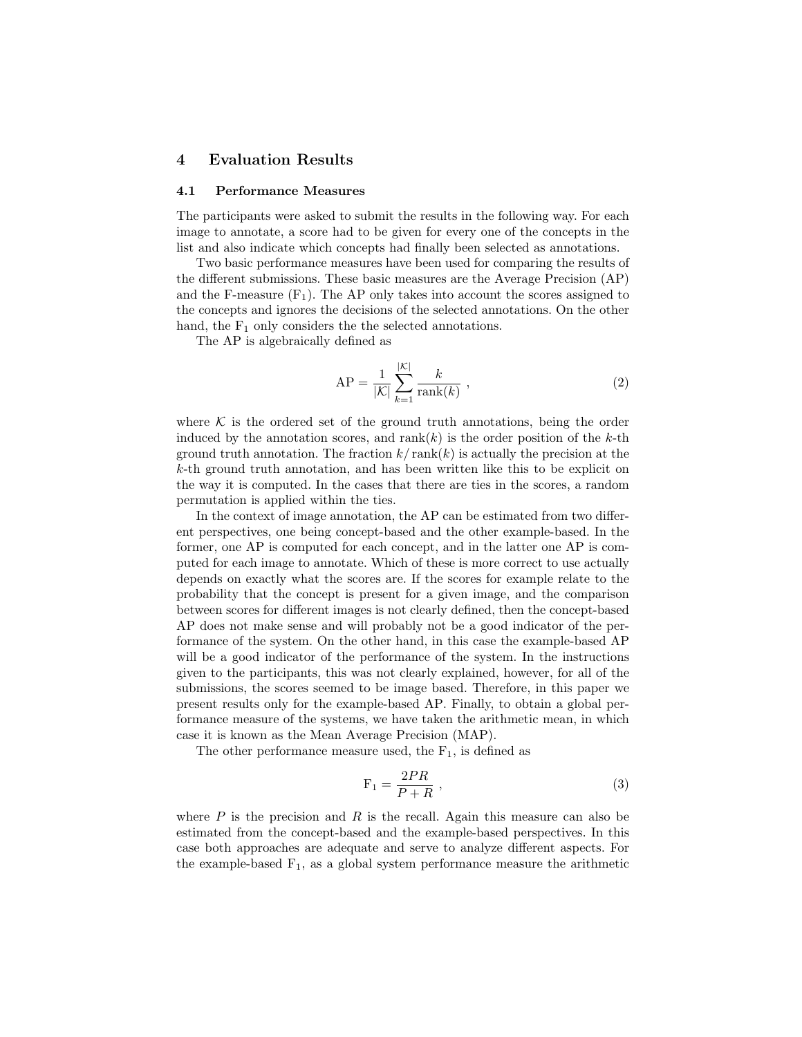## 4 Evaluation Results

### 4.1 Performance Measures

The participants were asked to submit the results in the following way. For each image to annotate, a score had to be given for every one of the concepts in the list and also indicate which concepts had finally been selected as annotations.

Two basic performance measures have been used for comparing the results of the different submissions. These basic measures are the Average Precision (AP) and the F-measure ($\mathrm{F}_1$). The AP only takes into account the scores assigned to the concepts and ignores the decisions of the selected annotations. On the other hand, the $\mathrm{F}_1$ only considers the the selected annotations.

The AP is algebraically defined as

$$\mathrm{AP} = \frac{1}{|\mathcal{K}|} \sum_{k=1}^{|\mathcal{K}|} \frac{k}{\mathrm{rank}(k)} \ , \tag{2}$$

where $\mathcal{K}$ is the ordered set of the ground truth annotations, being the order induced by the annotation scores, and $\mathrm{rank}(k)$ is the order position of the $k$-th ground truth annotation. The fraction $k/\,\mathrm{rank}(k)$ is actually the precision at the $k$-th ground truth annotation, and has been written like this to be explicit on the way it is computed. In the cases that there are ties in the scores, a random permutation is applied within the ties.

In the context of image annotation, the AP can be estimated from two different perspectives, one being concept-based and the other example-based. In the former, one AP is computed for each concept, and in the latter one AP is computed for each image to annotate. Which of these is more correct to use actually depends on exactly what the scores are. If the scores for example relate to the probability that the concept is present for a given image, and the comparison between scores for different images is not clearly defined, then the concept-based AP does not make sense and will probably not be a good indicator of the performance of the system. On the other hand, in this case the example-based AP will be a good indicator of the performance of the system. In the instructions given to the participants, this was not clearly explained, however, for all of the submissions, the scores seemed to be image based. Therefore, in this paper we present results only for the example-based AP. Finally, to obtain a global performance measure of the systems, we have taken the arithmetic mean, in which case it is known as the Mean Average Precision (MAP).

The other performance measure used, the $\mathrm{F}_1$, is defined as

$$\mathrm{F}_1 = \frac{2PR}{P + R} \ , \tag{3}$$

where $P$ is the precision and $R$ is the recall. Again this measure can also be estimated from the concept-based and the example-based perspectives. In this case both approaches are adequate and serve to analyze different aspects. For the example-based $\mathrm{F}_1$, as a global system performance measure the arithmetic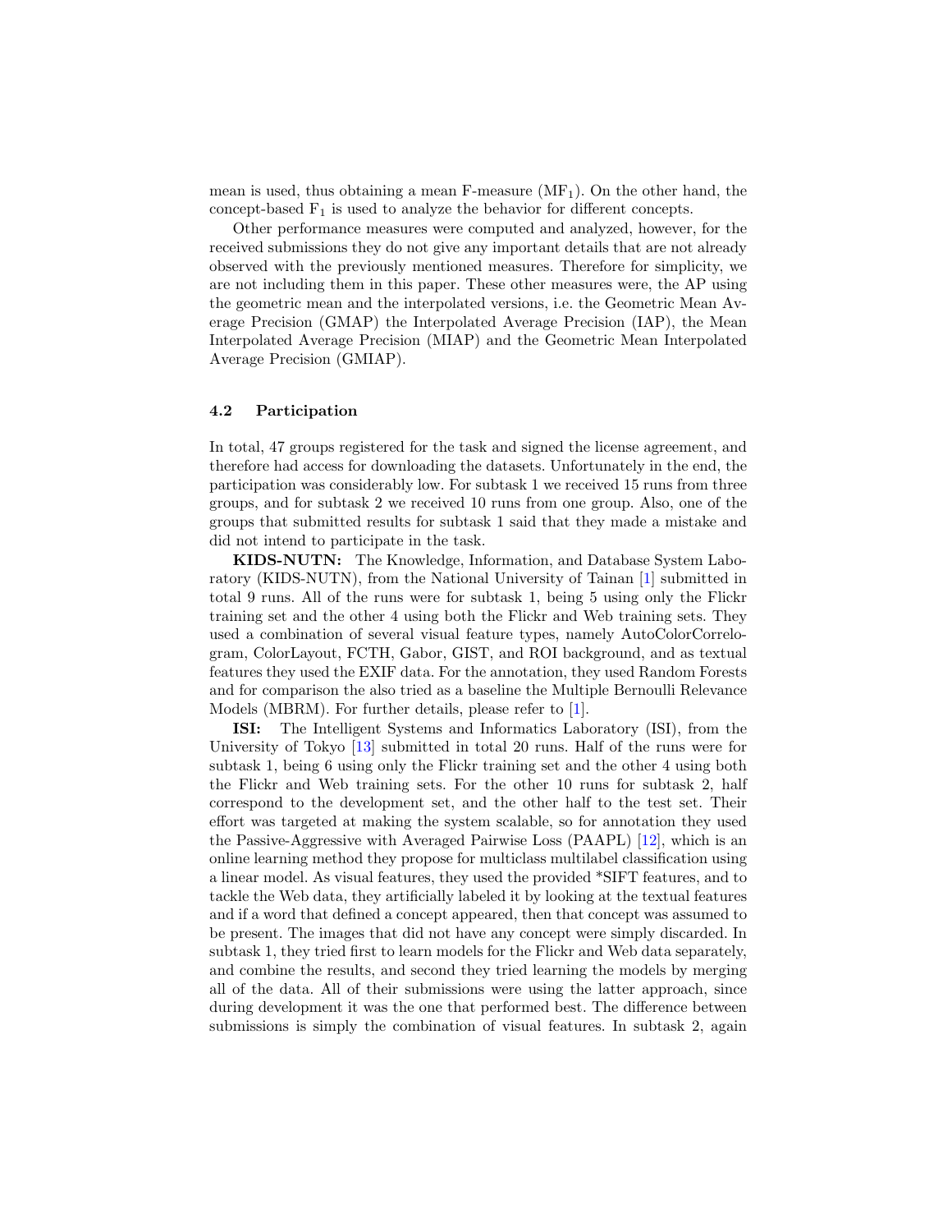mean is used, thus obtaining a mean F-measure ($\mathrm{MF}_1$). On the other hand, the concept-based $\mathrm{F}_1$ is used to analyze the behavior for different concepts.

Other performance measures were computed and analyzed, however, for the received submissions they do not give any important details that are not already observed with the previously mentioned measures. Therefore for simplicity, we are not including them in this paper. These other measures were, the AP using the geometric mean and the interpolated versions, i.e. the Geometric Mean Average Precision (GMAP) the Interpolated Average Precision (IAP), the Mean Interpolated Average Precision (MIAP) and the Geometric Mean Interpolated Average Precision (GMIAP).

### 4.2 Participation

In total, 47 groups registered for the task and signed the license agreement, and therefore had access for downloading the datasets. Unfortunately in the end, the participation was considerably low. For subtask 1 we received 15 runs from three groups, and for subtask 2 we received 10 runs from one group. Also, one of the groups that submitted results for subtask 1 said that they made a mistake and did not intend to participate in the task.

**KIDS-NUTN:** The Knowledge, Information, and Database System Laboratory (KIDS-NUTN), from the National University of Tainan [1] submitted in total 9 runs. All of the runs were for subtask 1, being 5 using only the Flickr training set and the other 4 using both the Flickr and Web training sets. They used a combination of several visual feature types, namely AutoColorCorrelogram, ColorLayout, FCTH, Gabor, GIST, and ROI background, and as textual features they used the EXIF data. For the annotation, they used Random Forests and for comparison the also tried as a baseline the Multiple Bernoulli Relevance Models (MBRM). For further details, please refer to [1].

**ISI:** The Intelligent Systems and Informatics Laboratory (ISI), from the University of Tokyo [13] submitted in total 20 runs. Half of the runs were for subtask 1, being 6 using only the Flickr training set and the other 4 using both the Flickr and Web training sets. For the other 10 runs for subtask 2, half correspond to the development set, and the other half to the test set. Their effort was targeted at making the system scalable, so for annotation they used the Passive-Aggressive with Averaged Pairwise Loss (PAAPL) [12], which is an online learning method they propose for multiclass multilabel classification using a linear model. As visual features, they used the provided *SIFT features, and to tackle the Web data, they artificially labeled it by looking at the textual features and if a word that defined a concept appeared, then that concept was assumed to be present. The images that did not have any concept were simply discarded. In subtask 1, they tried first to learn models for the Flickr and Web data separately, and combine the results, and second they tried learning the models by merging all of the data. All of their submissions were using the latter approach, since during development it was the one that performed best. The difference between submissions is simply the combination of visual features. In subtask 2, again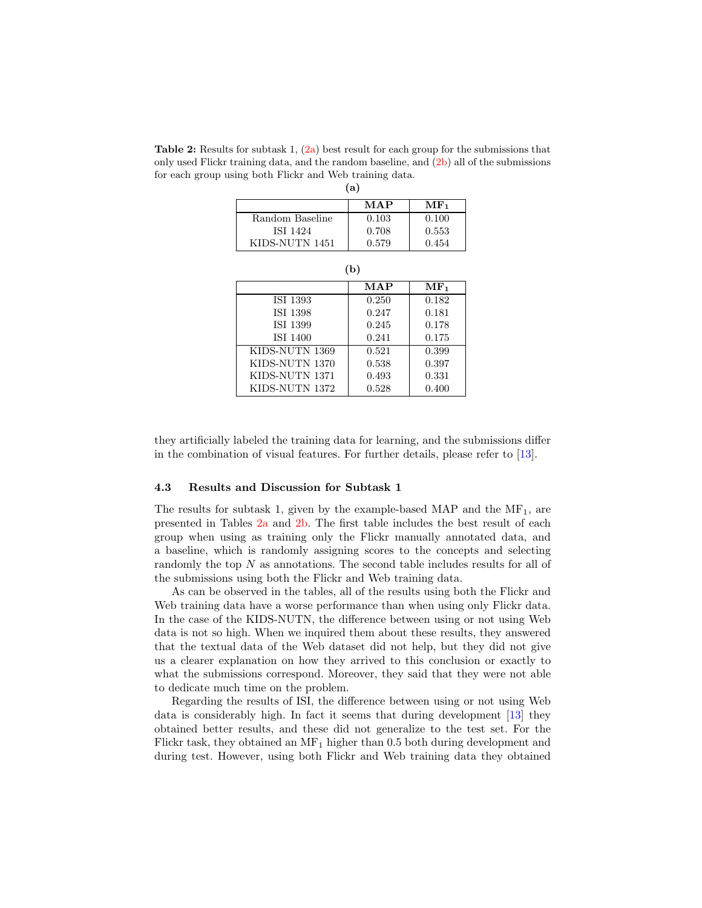**Table 2:** Results for subtask 1, (2a) best result for each group for the submissions that only used Flickr training data, and the random baseline, and (2b) all of the submissions for each group using both Flickr and Web training data.

**(a)**

| | **MAP** | **MF$_1$** |
|---|---|---|
| Random Baseline | 0.103 | 0.100 |
| ISI 1424 | 0.708 | 0.553 |
| KIDS-NUTN 1451 | 0.579 | 0.454 |

**(b)**

| | **MAP** | **MF$_1$** |
|---|---|---|
| ISI 1393 | 0.250 | 0.182 |
| ISI 1398 | 0.247 | 0.181 |
| ISI 1399 | 0.245 | 0.178 |
| ISI 1400 | 0.241 | 0.175 |
| KIDS-NUTN 1369 | 0.521 | 0.399 |
| KIDS-NUTN 1370 | 0.538 | 0.397 |
| KIDS-NUTN 1371 | 0.493 | 0.331 |
| KIDS-NUTN 1372 | 0.528 | 0.400 |

they artificially labeled the training data for learning, and the submissions differ in the combination of visual features. For further details, please refer to [13].

### 4.3 Results and Discussion for Subtask 1

The results for subtask 1, given by the example-based MAP and the MF$_1$, are presented in Tables 2a and 2b. The first table includes the best result of each group when using as training only the Flickr manually annotated data, and a baseline, which is randomly assigning scores to the concepts and selecting randomly the top $N$ as annotations. The second table includes results for all of the submissions using both the Flickr and Web training data.

As can be observed in the tables, all of the results using both the Flickr and Web training data have a worse performance than when using only Flickr data. In the case of the KIDS-NUTN, the difference between using or not using Web data is not so high. When we inquired them about these results, they answered that the textual data of the Web dataset did not help, but they did not give us a clearer explanation on how they arrived to this conclusion or exactly to what the submissions correspond. Moreover, they said that they were not able to dedicate much time on the problem.

Regarding the results of ISI, the difference between using or not using Web data is considerably high. In fact it seems that during development [13] they obtained better results, and these did not generalize to the test set. For the Flickr task, they obtained an MF$_1$ higher than 0.5 both during development and during test. However, using both Flickr and Web training data they obtained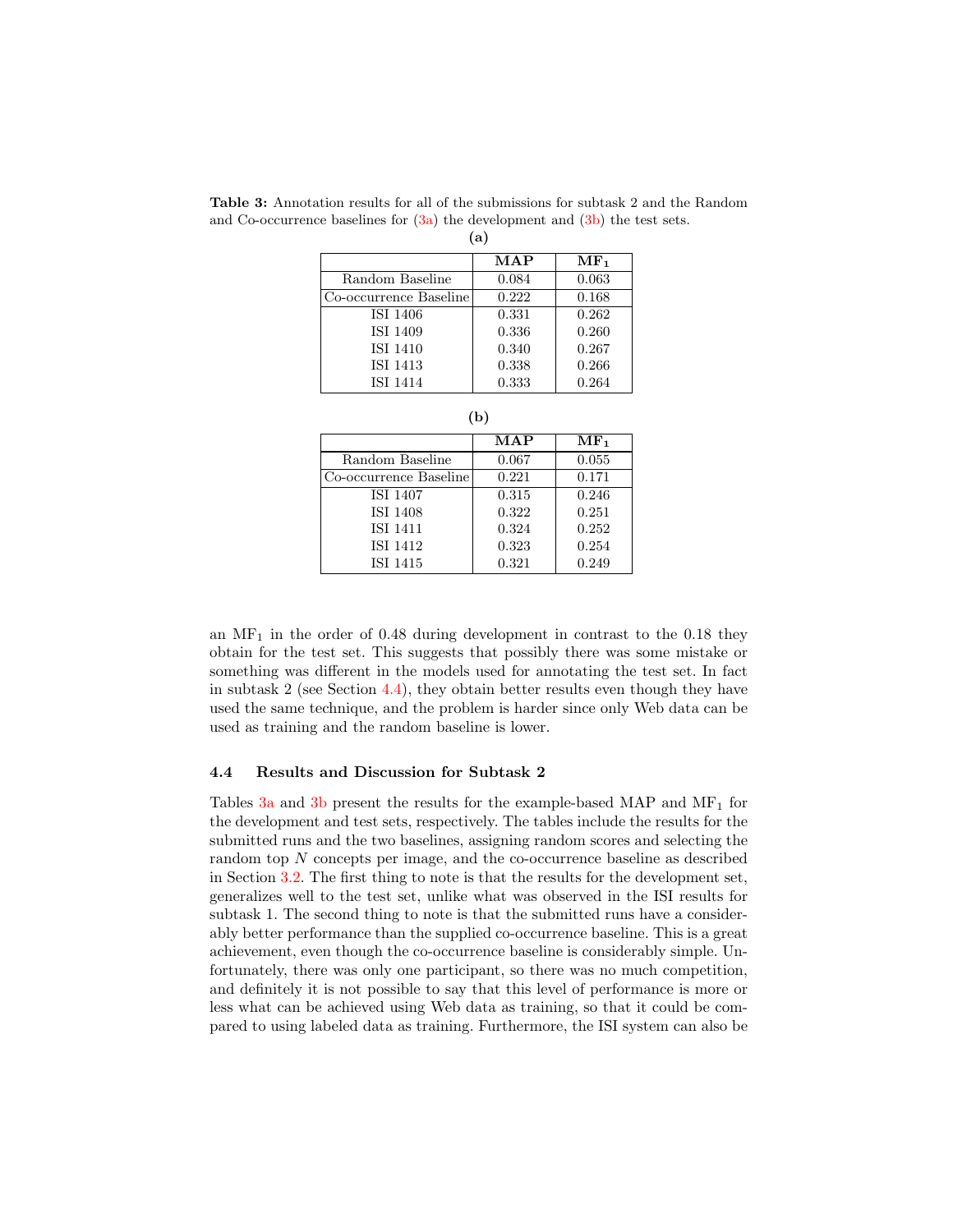**Table 3:** Annotation results for all of the submissions for subtask 2 and the Random and Co-occurrence baselines for (3a) the development and (3b) the test sets.

**(a)**

| | **MAP** | **MF$_1$** |
|---|---|---|
| Random Baseline | 0.084 | 0.063 |
| Co-occurrence Baseline | 0.222 | 0.168 |
| ISI 1406 | 0.331 | 0.262 |
| ISI 1409 | 0.336 | 0.260 |
| ISI 1410 | 0.340 | 0.267 |
| ISI 1413 | 0.338 | 0.266 |
| ISI 1414 | 0.333 | 0.264 |

**(b)**

| | **MAP** | **MF$_1$** |
|---|---|---|
| Random Baseline | 0.067 | 0.055 |
| Co-occurrence Baseline | 0.221 | 0.171 |
| ISI 1407 | 0.315 | 0.246 |
| ISI 1408 | 0.322 | 0.251 |
| ISI 1411 | 0.324 | 0.252 |
| ISI 1412 | 0.323 | 0.254 |
| ISI 1415 | 0.321 | 0.249 |

an MF$_1$ in the order of 0.48 during development in contrast to the 0.18 they obtain for the test set. This suggests that possibly there was some mistake or something was different in the models used for annotating the test set. In fact in subtask 2 (see Section 4.4), they obtain better results even though they have used the same technique, and the problem is harder since only Web data can be used as training and the random baseline is lower.

### 4.4 Results and Discussion for Subtask 2

Tables 3a and 3b present the results for the example-based MAP and MF$_1$ for the development and test sets, respectively. The tables include the results for the submitted runs and the two baselines, assigning random scores and selecting the random top $N$ concepts per image, and the co-occurrence baseline as described in Section 3.2. The first thing to note is that the results for the development set, generalizes well to the test set, unlike what was observed in the ISI results for subtask 1. The second thing to note is that the submitted runs have a considerably better performance than the supplied co-occurrence baseline. This is a great achievement, even though the co-occurrence baseline is considerably simple. Unfortunately, there was only one participant, so there was no much competition, and definitely it is not possible to say that this level of performance is more or less what can be achieved using Web data as training, so that it could be compared to using labeled data as training. Furthermore, the ISI system can also be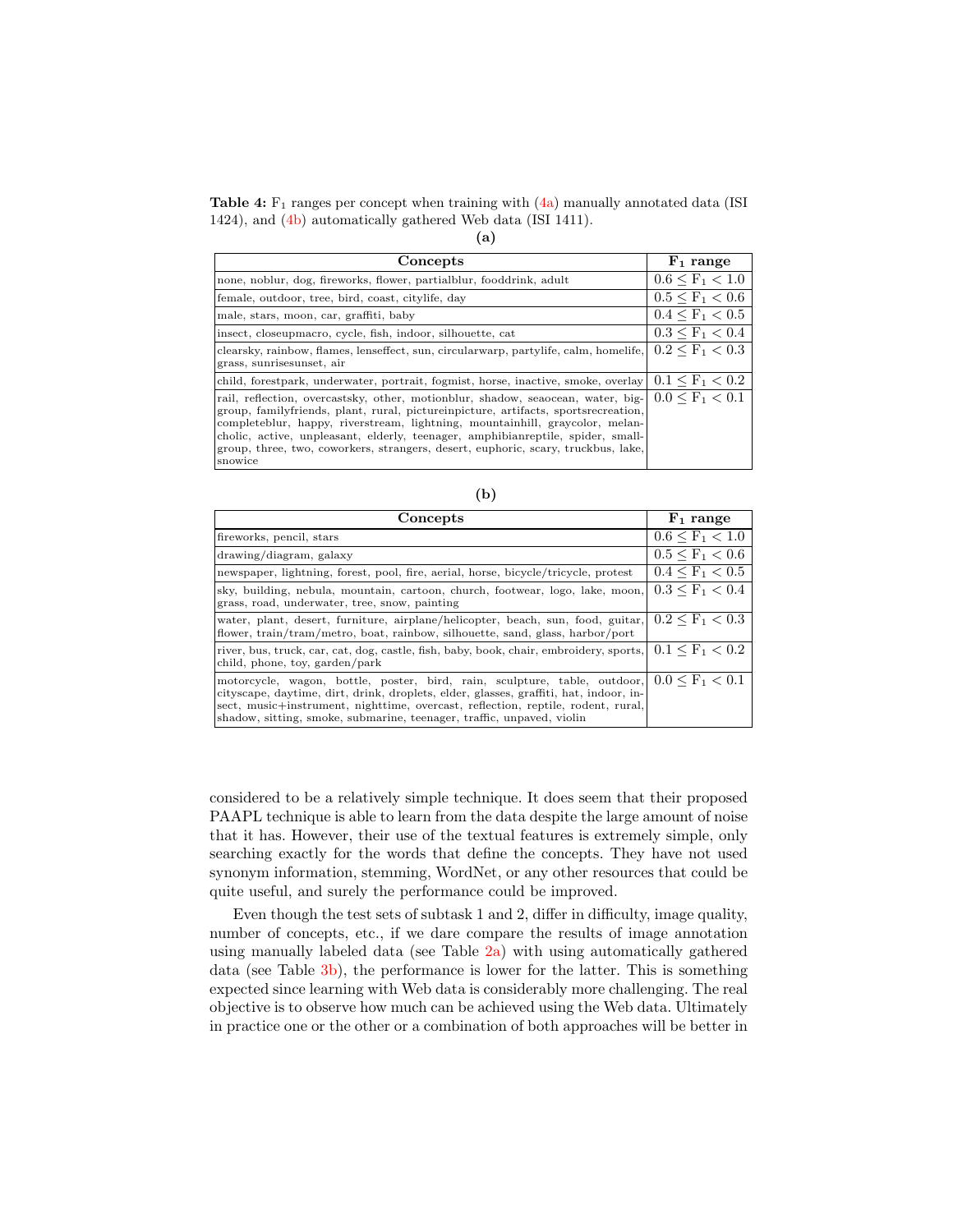**Table 4:** $F_1$ ranges per concept when training with (4a) manually annotated data (ISI 1424), and (4b) automatically gathered Web data (ISI 1411).

**(a)**

| Concepts | $F_1$ range |
|---|---|
| none, noblur, dog, fireworks, flower, partialblur, fooddrink, adult | $0.6 \leq F_1 < 1.0$ |
| female, outdoor, tree, bird, coast, citylife, day | $0.5 \leq F_1 < 0.6$ |
| male, stars, moon, car, graffiti, baby | $0.4 \leq F_1 < 0.5$ |
| insect, closeupmacro, cycle, fish, indoor, silhouette, cat | $0.3 \leq F_1 < 0.4$ |
| clearsky, rainbow, flames, lenseffect, sun, circularwarp, partylife, calm, homelife, grass, sunrisesunset, air | $0.2 \leq F_1 < 0.3$ |
| child, forestpark, underwater, portrait, fogmist, horse, inactive, smoke, overlay | $0.1 \leq F_1 < 0.2$ |
| rail, reflection, overcastsky, other, motionblur, shadow, seaocean, water, biggroup, familyfriends, plant, rural, pictureinpicture, artifacts, sportsrecreation, completeblur, happy, riverstream, lightning, mountainhill, graycolor, melancholic, active, unpleasant, elderly, teenager, amphibianreptile, spider, smallgroup, three, two, coworkers, strangers, desert, euphoric, scary, truckbus, lake, snowice | $0.0 \leq F_1 < 0.1$ |

**(b)**

| Concepts | $F_1$ range |
|---|---|
| fireworks, pencil, stars | $0.6 \leq F_1 < 1.0$ |
| drawing/diagram, galaxy | $0.5 \leq F_1 < 0.6$ |
| newspaper, lightning, forest, pool, fire, aerial, horse, bicycle/tricycle, protest | $0.4 \leq F_1 < 0.5$ |
| sky, building, nebula, mountain, cartoon, church, footwear, logo, lake, moon, grass, road, underwater, tree, snow, painting | $0.3 \leq F_1 < 0.4$ |
| water, plant, desert, furniture, airplane/helicopter, beach, sun, food, guitar, flower, train/tram/metro, boat, rainbow, silhouette, sand, glass, harbor/port | $0.2 \leq F_1 < 0.3$ |
| river, bus, truck, car, cat, dog, castle, fish, baby, book, chair, embroidery, sports, child, phone, toy, garden/park | $0.1 \leq F_1 < 0.2$ |
| motorcycle, wagon, bottle, poster, bird, rain, sculpture, table, outdoor, cityscape, daytime, dirt, drink, droplets, elder, glasses, graffiti, hat, indoor, insect, music+instrument, nighttime, overcast, reflection, reptile, rodent, rural, shadow, sitting, smoke, submarine, teenager, traffic, unpaved, violin | $0.0 \leq F_1 < 0.1$ |

considered to be a relatively simple technique. It does seem that their proposed PAAPL technique is able to learn from the data despite the large amount of noise that it has. However, their use of the textual features is extremely simple, only searching exactly for the words that define the concepts. They have not used synonym information, stemming, WordNet, or any other resources that could be quite useful, and surely the performance could be improved.

Even though the test sets of subtask 1 and 2, differ in difficulty, image quality, number of concepts, etc., if we dare compare the results of image annotation using manually labeled data (see Table 2a) with using automatically gathered data (see Table 3b), the performance is lower for the latter. This is something expected since learning with Web data is considerably more challenging. The real objective is to observe how much can be achieved using the Web data. Ultimately in practice one or the other or a combination of both approaches will be better in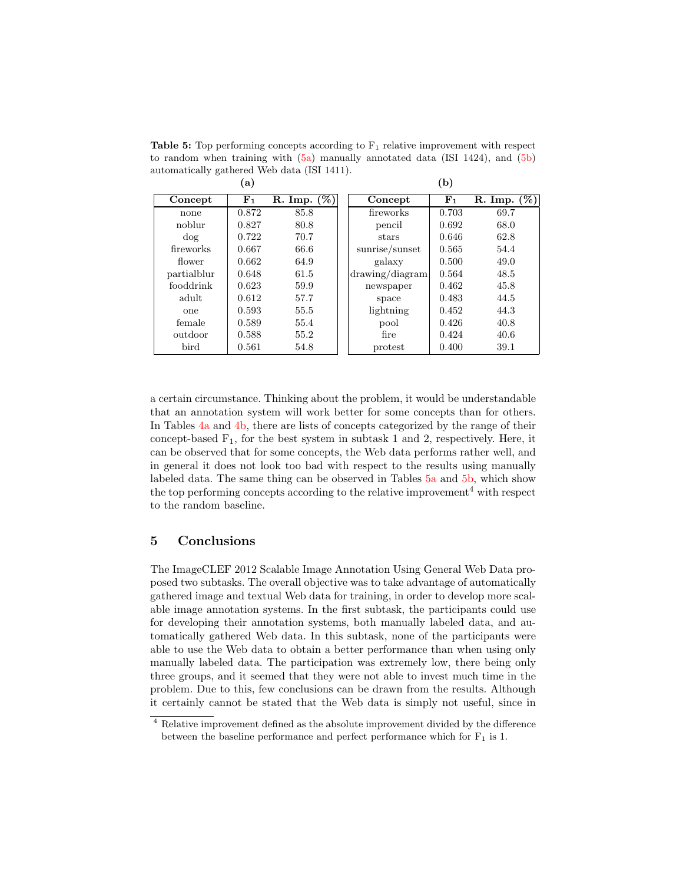**Table 5:** Top performing concepts according to $F_1$ relative improvement with respect to random when training with (5a) manually annotated data (ISI 1424), and (5b) automatically gathered Web data (ISI 1411).

**(a)**

| Concept | $F_1$ | R. Imp. (%) |
|---|---|---|
| none | 0.872 | 85.8 |
| noblur | 0.827 | 80.8 |
| dog | 0.722 | 70.7 |
| fireworks | 0.667 | 66.6 |
| flower | 0.662 | 64.9 |
| partialblur | 0.648 | 61.5 |
| fooddrink | 0.623 | 59.9 |
| adult | 0.612 | 57.7 |
| one | 0.593 | 55.5 |
| female | 0.589 | 55.4 |
| outdoor | 0.588 | 55.2 |
| bird | 0.561 | 54.8 |

**(b)**

| Concept | $F_1$ | R. Imp. (%) |
|---|---|---|
| fireworks | 0.703 | 69.7 |
| pencil | 0.692 | 68.0 |
| stars | 0.646 | 62.8 |
| sunrise/sunset | 0.565 | 54.4 |
| galaxy | 0.500 | 49.0 |
| drawing/diagram | 0.564 | 48.5 |
| newspaper | 0.462 | 45.8 |
| space | 0.483 | 44.5 |
| lightning | 0.452 | 44.3 |
| pool | 0.426 | 40.8 |
| fire | 0.424 | 40.6 |
| protest | 0.400 | 39.1 |

a certain circumstance. Thinking about the problem, it would be understandable that an annotation system will work better for some concepts than for others. In Tables 4a and 4b, there are lists of concepts categorized by the range of their concept-based $F_1$, for the best system in subtask 1 and 2, respectively. Here, it can be observed that for some concepts, the Web data performs rather well, and in general it does not look too bad with respect to the results using manually labeled data. The same thing can be observed in Tables 5a and 5b, which show the top performing concepts according to the relative improvement[4] with respect to the random baseline.

## 5 Conclusions

The ImageCLEF 2012 Scalable Image Annotation Using General Web Data proposed two subtasks. The overall objective was to take advantage of automatically gathered image and textual Web data for training, in order to develop more scalable image annotation systems. In the first subtask, the participants could use for developing their annotation systems, both manually labeled data, and automatically gathered Web data. In this subtask, none of the participants were able to use the Web data to obtain a better performance than when using only manually labeled data. The participation was extremely low, there being only three groups, and it seemed that they were not able to invest much time in the problem. Due to this, few conclusions can be drawn from the results. Although it certainly cannot be stated that the Web data is simply not useful, since in

[4] Relative improvement defined as the absolute improvement divided by the difference between the baseline performance and perfect performance which for $F_1$ is 1.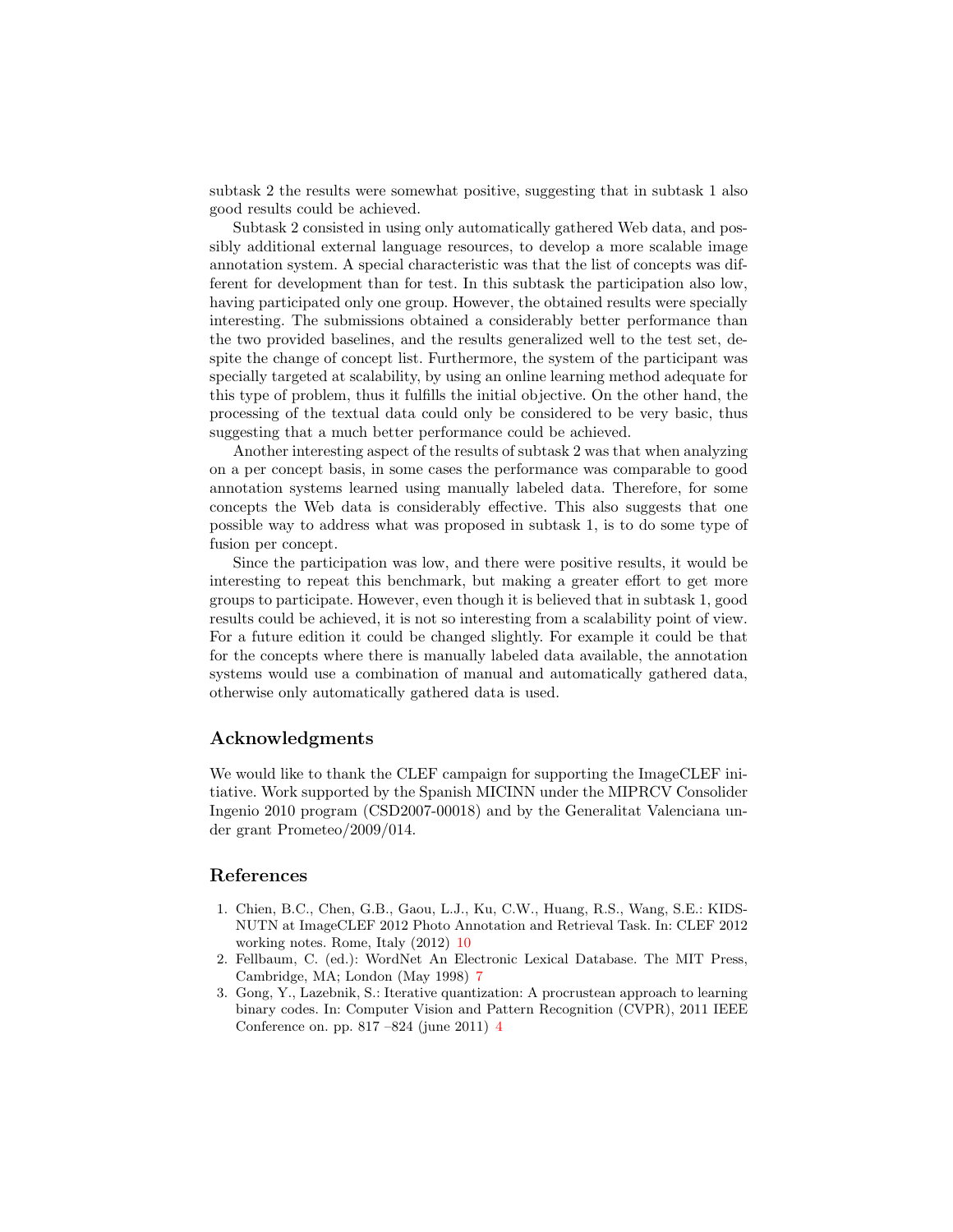subtask 2 the results were somewhat positive, suggesting that in subtask 1 also good results could be achieved.

Subtask 2 consisted in using only automatically gathered Web data, and possibly additional external language resources, to develop a more scalable image annotation system. A special characteristic was that the list of concepts was different for development than for test. In this subtask the participation also low, having participated only one group. However, the obtained results were specially interesting. The submissions obtained a considerably better performance than the two provided baselines, and the results generalized well to the test set, despite the change of concept list. Furthermore, the system of the participant was specially targeted at scalability, by using an online learning method adequate for this type of problem, thus it fulfills the initial objective. On the other hand, the processing of the textual data could only be considered to be very basic, thus suggesting that a much better performance could be achieved.

Another interesting aspect of the results of subtask 2 was that when analyzing on a per concept basis, in some cases the performance was comparable to good annotation systems learned using manually labeled data. Therefore, for some concepts the Web data is considerably effective. This also suggests that one possible way to address what was proposed in subtask 1, is to do some type of fusion per concept.

Since the participation was low, and there were positive results, it would be interesting to repeat this benchmark, but making a greater effort to get more groups to participate. However, even though it is believed that in subtask 1, good results could be achieved, it is not so interesting from a scalability point of view. For a future edition it could be changed slightly. For example it could be that for the concepts where there is manually labeled data available, the annotation systems would use a combination of manual and automatically gathered data, otherwise only automatically gathered data is used.

## Acknowledgments

We would like to thank the CLEF campaign for supporting the ImageCLEF initiative. Work supported by the Spanish MICINN under the MIPRCV Consolider Ingenio 2010 program (CSD2007-00018) and by the Generalitat Valenciana under grant Prometeo/2009/014.

## References

1. Chien, B.C., Chen, G.B., Gaou, L.J., Ku, C.W., Huang, R.S., Wang, S.E.: KIDS-NUTN at ImageCLEF 2012 Photo Annotation and Retrieval Task. In: CLEF 2012 working notes. Rome, Italy (2012) 10
2. Fellbaum, C. (ed.): WordNet An Electronic Lexical Database. The MIT Press, Cambridge, MA; London (May 1998) 7
3. Gong, Y., Lazebnik, S.: Iterative quantization: A procrustean approach to learning binary codes. In: Computer Vision and Pattern Recognition (CVPR), 2011 IEEE Conference on. pp. 817 –824 (june 2011) 4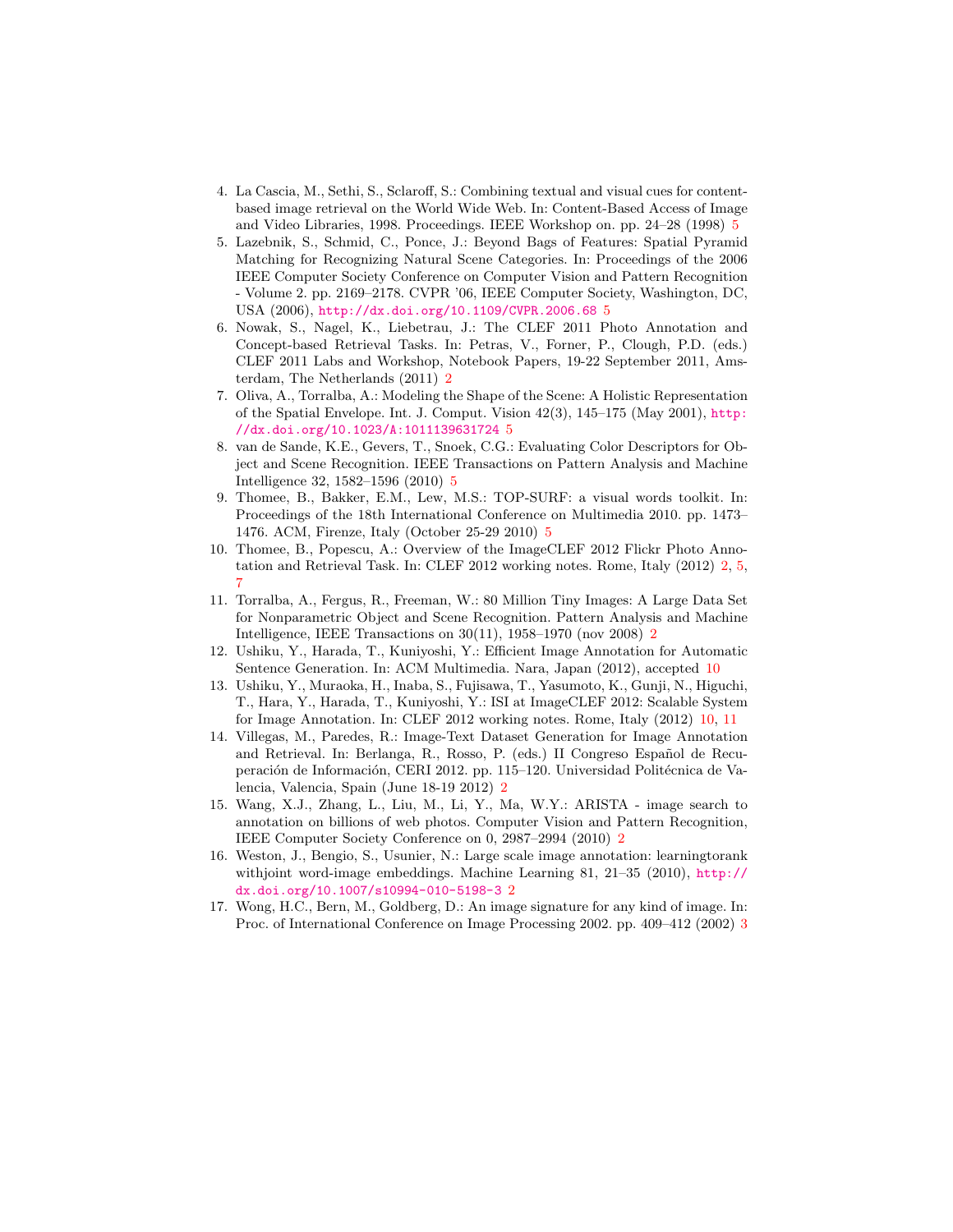4. La Cascia, M., Sethi, S., Sclaroff, S.: Combining textual and visual cues for content-based image retrieval on the World Wide Web. In: Content-Based Access of Image and Video Libraries, 1998. Proceedings. IEEE Workshop on. pp. 24–28 (1998) 5
5. Lazebnik, S., Schmid, C., Ponce, J.: Beyond Bags of Features: Spatial Pyramid Matching for Recognizing Natural Scene Categories. In: Proceedings of the 2006 IEEE Computer Society Conference on Computer Vision and Pattern Recognition - Volume 2. pp. 2169–2178. CVPR '06, IEEE Computer Society, Washington, DC, USA (2006), http://dx.doi.org/10.1109/CVPR.2006.68 5
6. Nowak, S., Nagel, K., Liebetrau, J.: The CLEF 2011 Photo Annotation and Concept-based Retrieval Tasks. In: Petras, V., Forner, P., Clough, P.D. (eds.) CLEF 2011 Labs and Workshop, Notebook Papers, 19-22 September 2011, Amsterdam, The Netherlands (2011) 2
7. Oliva, A., Torralba, A.: Modeling the Shape of the Scene: A Holistic Representation of the Spatial Envelope. Int. J. Comput. Vision 42(3), 145–175 (May 2001), http://dx.doi.org/10.1023/A:1011139631724 5
8. van de Sande, K.E., Gevers, T., Snoek, C.G.: Evaluating Color Descriptors for Object and Scene Recognition. IEEE Transactions on Pattern Analysis and Machine Intelligence 32, 1582–1596 (2010) 5
9. Thomee, B., Bakker, E.M., Lew, M.S.: TOP-SURF: a visual words toolkit. In: Proceedings of the 18th International Conference on Multimedia 2010. pp. 1473–1476. ACM, Firenze, Italy (October 25-29 2010) 5
10. Thomee, B., Popescu, A.: Overview of the ImageCLEF 2012 Flickr Photo Annotation and Retrieval Task. In: CLEF 2012 working notes. Rome, Italy (2012) 2, 5, 7
11. Torralba, A., Fergus, R., Freeman, W.: 80 Million Tiny Images: A Large Data Set for Nonparametric Object and Scene Recognition. Pattern Analysis and Machine Intelligence, IEEE Transactions on 30(11), 1958–1970 (nov 2008) 2
12. Ushiku, Y., Harada, T., Kuniyoshi, Y.: Efficient Image Annotation for Automatic Sentence Generation. In: ACM Multimedia. Nara, Japan (2012), accepted 10
13. Ushiku, Y., Muraoka, H., Inaba, S., Fujisawa, T., Yasumoto, K., Gunji, N., Higuchi, T., Hara, Y., Harada, T., Kuniyoshi, Y.: ISI at ImageCLEF 2012: Scalable System for Image Annotation. In: CLEF 2012 working notes. Rome, Italy (2012) 10, 11
14. Villegas, M., Paredes, R.: Image-Text Dataset Generation for Image Annotation and Retrieval. In: Berlanga, R., Rosso, P. (eds.) II Congreso Español de Recuperación de Información, CERI 2012. pp. 115–120. Universidad Politécnica de Valencia, Valencia, Spain (June 18-19 2012) 2
15. Wang, X.J., Zhang, L., Liu, M., Li, Y., Ma, W.Y.: ARISTA - image search to annotation on billions of web photos. Computer Vision and Pattern Recognition, IEEE Computer Society Conference on 0, 2987–2994 (2010) 2
16. Weston, J., Bengio, S., Usunier, N.: Large scale image annotation: learningtorank withjoint word-image embeddings. Machine Learning 81, 21–35 (2010), http://dx.doi.org/10.1007/s10994-010-5198-3 2
17. Wong, H.C., Bern, M., Goldberg, D.: An image signature for any kind of image. In: Proc. of International Conference on Image Processing 2002. pp. 409–412 (2002) 3